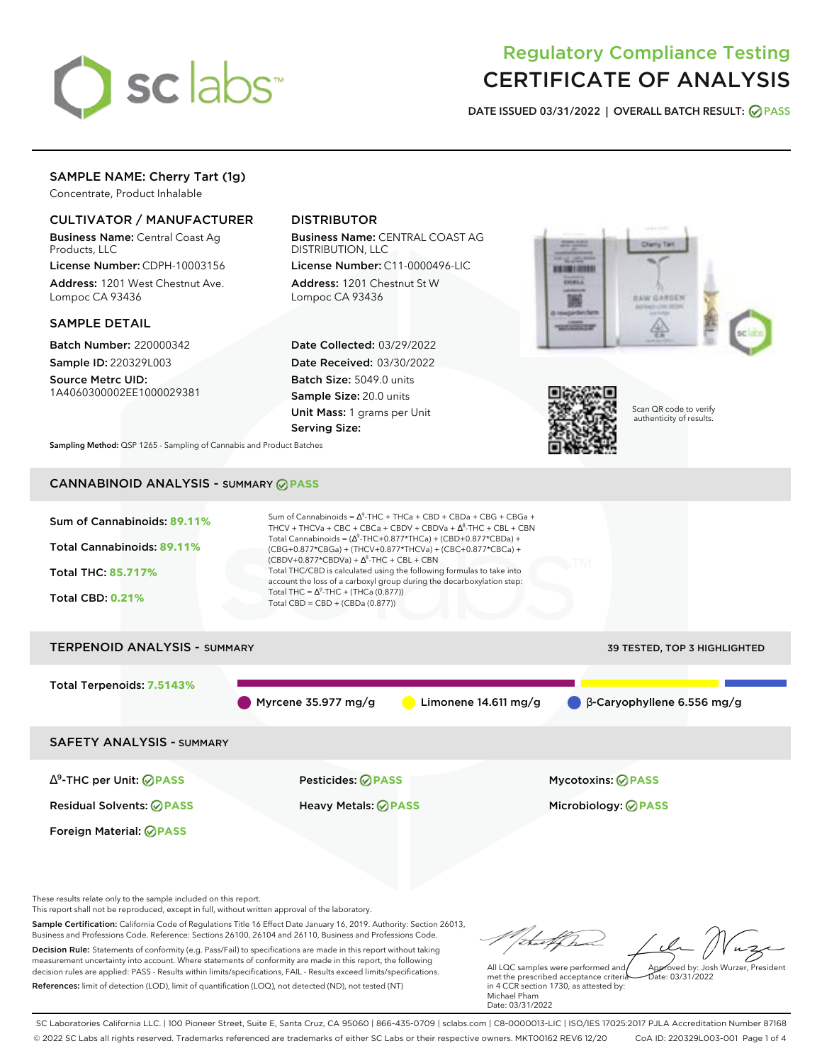# Regulatory Compliance Testing
# CERTIFICATE OF ANALYSIS

**DATE ISSUED** 03/31/2022 | **OVERALL BATCH RESULT:** PASS

## SAMPLE NAME: Cherry Tart (1g)

Concentrate, Product Inhalable

### CULTIVATOR / MANUFACTURER

**Business Name:** Central Coast Ag Products, LLC

**License Number:** CDPH-10003156

**Address:** 1201 West Chestnut Ave. Lompoc CA 93436

### DISTRIBUTOR

**Business Name:** CENTRAL COAST AG DISTRIBUTION, LLC

**License Number:** C11-0000496-LIC

**Address:** 1201 Chestnut St W Lompoc CA 93436

### SAMPLE DETAIL

**Batch Number:** 220000342

**Sample ID:** 220329L003

**Source Metrc UID:** 1A4060300002EE1000029381

**Date Collected:** 03/29/2022

**Date Received:** 03/30/2022

**Batch Size:** 5049.0 units

**Sample Size:** 20.0 units

**Unit Mass:** 1 grams per Unit

**Serving Size:**

Scan QR code to verify authenticity of results.

**Sampling Method:** QSP 1265 - Sampling of Cannabis and Product Batches

## CANNABINOID ANALYSIS - SUMMARY PASS

**Sum of Cannabinoids:** 89.11%

**Total Cannabinoids:** 89.11%

**Total THC:** 85.717%

**Total CBD:** 0.21%

Sum of Cannabinoids = $\Delta^9$-THC + THCa + CBD + CBDa + CBG + CBGa + THCV + THCVa + CBC + CBCa + CBDV + CBDVa + $\Delta^8$-THC + CBL + CBN

Total Cannabinoids = ($\Delta^9$-THC+0.877*THCa) + (CBD+0.877*CBDa) + (CBG+0.877*CBGa) + (THCV+0.877*THCVa) + (CBC+0.877*CBCa) + (CBDV+0.877*CBDVa) + $\Delta^8$-THC + CBL + CBN

Total THC/CBD is calculated using the following formulas to take into account the loss of a carboxyl group during the decarboxylation step:

Total THC = $\Delta^9$-THC + (THCa (0.877))

Total CBD = CBD + (CBDa (0.877))

## TERPENOID ANALYSIS - SUMMARY

39 TESTED, TOP 3 HIGHLIGHTED

**Total Terpenoids:** 7.5143%

Myrcene 35.977 mg/g | Limonene 14.611 mg/g | β-Caryophyllene 6.556 mg/g

## SAFETY ANALYSIS - SUMMARY

| | | |
|---|---|---|
| $\Delta^9$-THC per Unit: PASS | Pesticides: PASS | Mycotoxins: PASS |
| Residual Solvents: PASS | Heavy Metals: PASS | Microbiology: PASS |
| Foreign Material: PASS | | |

These results relate only to the sample included on this report.
This report shall not be reproduced, except in full, without written approval of the laboratory.

**Sample Certification:** California Code of Regulations Title 16 Effect Date January 16, 2019. Authority: Section 26013, Business and Professions Code. Reference: Sections 26100, 26104 and 26110, Business and Professions Code.

**Decision Rule:** Statements of conformity (e.g. Pass/Fail) to specifications are made in this report without taking measurement uncertainty into account. Where statements of conformity are made in this report, the following decision rules are applied: PASS - Results within limits/specifications, FAIL - Results exceed limits/specifications.

**References:** limit of detection (LOD), limit of quantification (LOQ), not detected (ND), not tested (NT)

All LQC samples were performed and met the prescribed acceptance criteria in 4 CCR section 1730, as attested by: Michael Pham
Date: 03/31/2022

Approved by: Josh Wurzer, President
Date: 03/31/2022

SC Laboratories California LLC. | 100 Pioneer Street, Suite E, Santa Cruz, CA 95060 | 866-435-0709 | sclabs.com | C8-0000013-LIC | ISO/IES 17025:2017 PJLA Accreditation Number 87168
© 2022 SC Labs all rights reserved. Trademarks referenced are trademarks of either SC Labs or their respective owners. MKT00162 REV6 12/20 CoA ID: 220329L003-001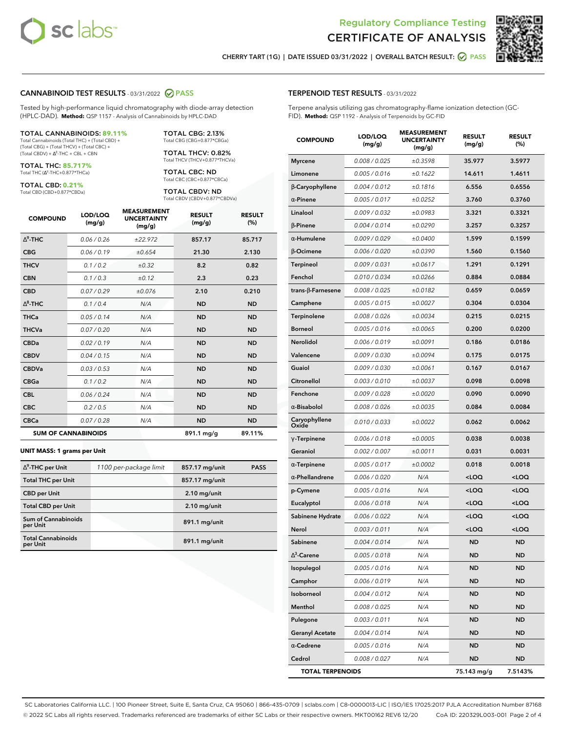# Regulatory Compliance Testing
# CERTIFICATE OF ANALYSIS

CHERRY TART (1G) | DATE ISSUED 03/31/2022 | OVERALL BATCH RESULT: PASS

## CANNABINOID TEST RESULTS - 03/31/2022 PASS

Tested by high-performance liquid chromatography with diode-array detection (HPLC-DAD). **Method:** QSP 1157 - Analysis of Cannabinoids by HPLC-DAD

**TOTAL CANNABINOIDS: 89.11%**
Total Cannabinoids (Total THC) + (Total CBD) + (Total CBG) + (Total THCV) + (Total CBC) + (Total CBDV) + $\Delta^8$-THC + CBL + CBN

**TOTAL THC: 85.717%**
Total THC ($\Delta^9$-THC+0.877*THCa)

**TOTAL CBD: 0.21%**
Total CBD (CBD+0.877*CBDa)

**TOTAL CBG: 2.13%**
Total CBG (CBG+0.877*CBGa)

**TOTAL THCV: 0.82%**
Total THCV (THCV+0.877*THCVa)

**TOTAL CBC: ND**
Total CBC (CBC+0.877*CBCa)

**TOTAL CBDV: ND**
Total CBDV (CBDV+0.877*CBDVa)

| COMPOUND | LOD/LOQ (mg/g) | MEASUREMENT UNCERTAINTY (mg/g) | RESULT (mg/g) | RESULT (%) |
|---|---|---|---|---|
| $\Delta^9$-THC | 0.06 / 0.26 | ±22.972 | 857.17 | 85.717 |
| CBG | 0.06 / 0.19 | ±0.654 | 21.30 | 2.130 |
| THCV | 0.1 / 0.2 | ±0.32 | 8.2 | 0.82 |
| CBN | 0.1 / 0.3 | ±0.12 | 2.3 | 0.23 |
| CBD | 0.07 / 0.29 | ±0.076 | 2.10 | 0.210 |
| $\Delta^8$-THC | 0.1 / 0.4 | N/A | ND | ND |
| THCa | 0.05 / 0.14 | N/A | ND | ND |
| THCVa | 0.07 / 0.20 | N/A | ND | ND |
| CBDa | 0.02 / 0.19 | N/A | ND | ND |
| CBDV | 0.04 / 0.15 | N/A | ND | ND |
| CBDVa | 0.03 / 0.53 | N/A | ND | ND |
| CBGa | 0.1 / 0.2 | N/A | ND | ND |
| CBL | 0.06 / 0.24 | N/A | ND | ND |
| CBC | 0.2 / 0.5 | N/A | ND | ND |
| CBCa | 0.07 / 0.28 | N/A | ND | ND |
| **SUM OF CANNABINOIDS** | | | 891.1 mg/g | 89.11% |

**UNIT MASS: 1 grams per Unit**

| | | | |
|---|---|---|---|
| $\Delta^9$-THC per Unit | 1100 per-package limit | 857.17 mg/unit | PASS |
| Total THC per Unit | | 857.17 mg/unit | |
| CBD per Unit | | 2.10 mg/unit | |
| Total CBD per Unit | | 2.10 mg/unit | |
| Sum of Cannabinoids per Unit | | 891.1 mg/unit | |
| Total Cannabinoids per Unit | | 891.1 mg/unit | |

## TERPENOID TEST RESULTS - 03/31/2022

Terpene analysis utilizing gas chromatography-flame ionization detection (GC-FID). **Method:** QSP 1192 - Analysis of Terpenoids by GC-FID

| COMPOUND | LOD/LOQ (mg/g) | MEASUREMENT UNCERTAINTY (mg/g) | RESULT (mg/g) | RESULT (%) |
|---|---|---|---|---|
| Myrcene | 0.008 / 0.025 | ±0.3598 | 35.977 | 3.5977 |
| Limonene | 0.005 / 0.016 | ±0.1622 | 14.611 | 1.4611 |
| β-Caryophyllene | 0.004 / 0.012 | ±0.1816 | 6.556 | 0.6556 |
| α-Pinene | 0.005 / 0.017 | ±0.0252 | 3.760 | 0.3760 |
| Linalool | 0.009 / 0.032 | ±0.0983 | 3.321 | 0.3321 |
| β-Pinene | 0.004 / 0.014 | ±0.0290 | 3.257 | 0.3257 |
| α-Humulene | 0.009 / 0.029 | ±0.0400 | 1.599 | 0.1599 |
| β-Ocimene | 0.006 / 0.020 | ±0.0390 | 1.560 | 0.1560 |
| Terpineol | 0.009 / 0.031 | ±0.0617 | 1.291 | 0.1291 |
| Fenchol | 0.010 / 0.034 | ±0.0266 | 0.884 | 0.0884 |
| trans-β-Farnesene | 0.008 / 0.025 | ±0.0182 | 0.659 | 0.0659 |
| Camphene | 0.005 / 0.015 | ±0.0027 | 0.304 | 0.0304 |
| Terpinolene | 0.008 / 0.026 | ±0.0034 | 0.215 | 0.0215 |
| Borneol | 0.005 / 0.016 | ±0.0065 | 0.200 | 0.0200 |
| Nerolidol | 0.006 / 0.019 | ±0.0091 | 0.186 | 0.0186 |
| Valencene | 0.009 / 0.030 | ±0.0094 | 0.175 | 0.0175 |
| Guaiol | 0.009 / 0.030 | ±0.0061 | 0.167 | 0.0167 |
| Citronellol | 0.003 / 0.010 | ±0.0037 | 0.098 | 0.0098 |
| Fenchone | 0.009 / 0.028 | ±0.0020 | 0.090 | 0.0090 |
| α-Bisabolol | 0.008 / 0.026 | ±0.0035 | 0.084 | 0.0084 |
| Caryophyllene Oxide | 0.010 / 0.033 | ±0.0022 | 0.062 | 0.0062 |
| γ-Terpinene | 0.006 / 0.018 | ±0.0005 | 0.038 | 0.0038 |
| Geraniol | 0.002 / 0.007 | ±0.0011 | 0.031 | 0.0031 |
| α-Terpinene | 0.005 / 0.017 | ±0.0002 | 0.018 | 0.0018 |
| α-Phellandrene | 0.006 / 0.020 | N/A | <LOQ | <LOQ |
| p-Cymene | 0.005 / 0.016 | N/A | <LOQ | <LOQ |
| Eucalyptol | 0.006 / 0.018 | N/A | <LOQ | <LOQ |
| Sabinene Hydrate | 0.006 / 0.022 | N/A | <LOQ | <LOQ |
| Nerol | 0.003 / 0.011 | N/A | <LOQ | <LOQ |
| Sabinene | 0.004 / 0.014 | N/A | ND | ND |
| $\Delta^3$-Carene | 0.005 / 0.018 | N/A | ND | ND |
| Isopulegol | 0.005 / 0.016 | N/A | ND | ND |
| Camphor | 0.006 / 0.019 | N/A | ND | ND |
| Isoborneol | 0.004 / 0.012 | N/A | ND | ND |
| Menthol | 0.008 / 0.025 | N/A | ND | ND |
| Pulegone | 0.003 / 0.011 | N/A | ND | ND |
| Geranyl Acetate | 0.004 / 0.014 | N/A | ND | ND |
| α-Cedrene | 0.005 / 0.016 | N/A | ND | ND |
| Cedrol | 0.008 / 0.027 | N/A | ND | ND |
| **TOTAL TERPENOIDS** | | | 75.143 mg/g | 7.5143% |

SC Laboratories California LLC. | 100 Pioneer Street, Suite E, Santa Cruz, CA 95060 | 866-435-0709 | sclabs.com | C8-0000013-LIC | ISO/IES 17025:2017 PJLA Accreditation Number 87168
© 2022 SC Labs all rights reserved. Trademarks referenced are trademarks of either SC Labs or their respective owners. MKT00162 REV6 12/20 CoA ID: 220329L003-001